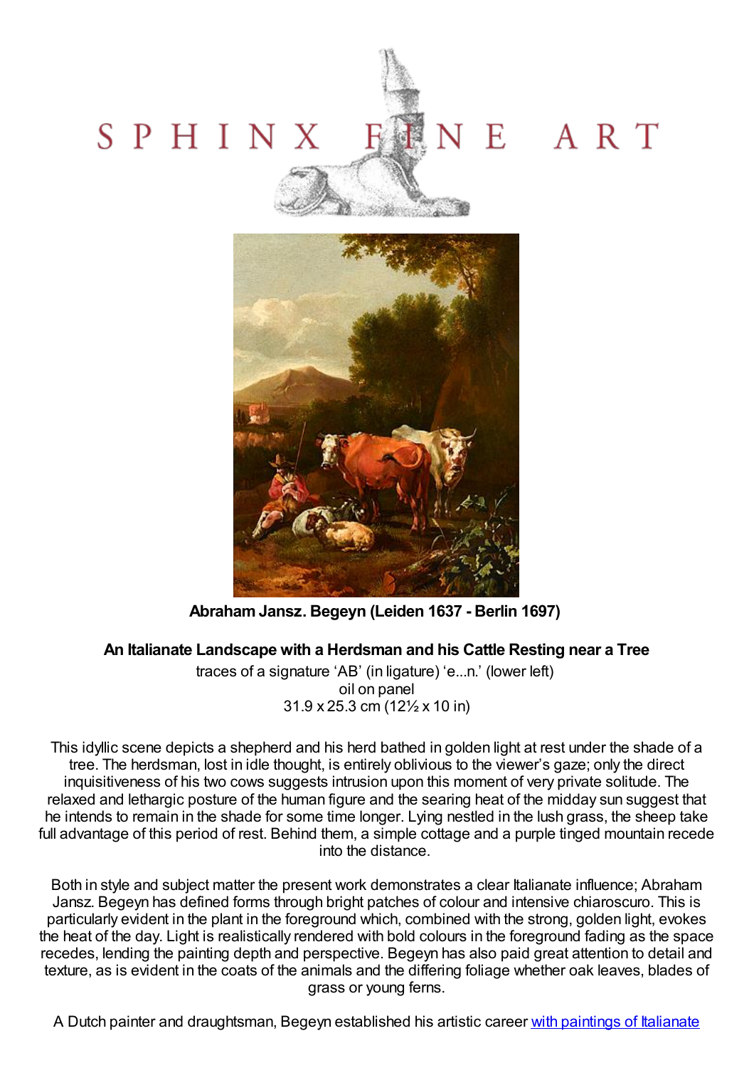# SPHINX FINE ART

**Abraham Jansz. Begeyn (Leiden 1637 - Berlin 1697)**

## An Italianate Landscape with a Herdsman and his Cattle Resting near a Tree

traces of a signature 'AB' (in ligature) 'e...n.' (lower left)
oil on panel
31.9 x 25.3 cm (12½ x 10 in)

This idyllic scene depicts a shepherd and his herd bathed in golden light at rest under the shade of a tree. The herdsman, lost in idle thought, is entirely oblivious to the viewer's gaze; only the direct inquisitiveness of his two cows suggests intrusion upon this moment of very private solitude. The relaxed and lethargic posture of the human figure and the searing heat of the midday sun suggest that he intends to remain in the shade for some time longer. Lying nestled in the lush grass, the sheep take full advantage of this period of rest. Behind them, a simple cottage and a purple tinged mountain recede into the distance.

Both in style and subject matter the present work demonstrates a clear Italianate influence; Abraham Jansz. Begeyn has defined forms through bright patches of colour and intensive chiaroscuro. This is particularly evident in the plant in the foreground which, combined with the strong, golden light, evokes the heat of the day. Light is realistically rendered with bold colours in the foreground fading as the space recedes, lending the painting depth and perspective. Begeyn has also paid great attention to detail and texture, as is evident in the coats of the animals and the differing foliage whether oak leaves, blades of grass or young ferns.

A Dutch painter and draughtsman, Begeyn established his artistic career with paintings of Italianate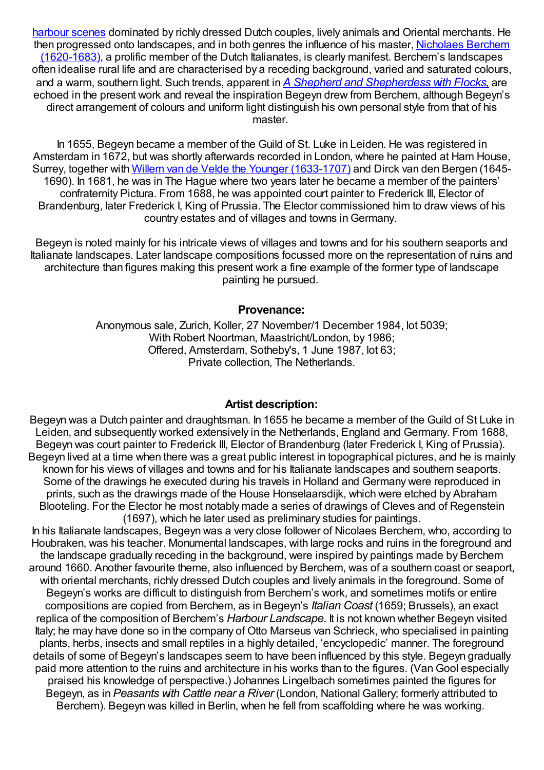harbour scenes dominated by richly dressed Dutch couples, lively animals and Oriental merchants. He then progressed onto landscapes, and in both genres the influence of his master, Nicholaes Berchem (1620-1683), a prolific member of the Dutch Italianates, is clearly manifest. Berchem's landscapes often idealise rural life and are characterised by a receding background, varied and saturated colours, and a warm, southern light. Such trends, apparent in *A Shepherd and Shepherdess with Flocks*, are echoed in the present work and reveal the inspiration Begeyn drew from Berchem, although Begeyn's direct arrangement of colours and uniform light distinguish his own personal style from that of his master.

In 1655, Begeyn became a member of the Guild of St. Luke in Leiden. He was registered in Amsterdam in 1672, but was shortly afterwards recorded in London, where he painted at Ham House, Surrey, together with Willem van de Velde the Younger (1633-1707) and Dirck van den Bergen (1645-1690). In 1681, he was in The Hague where two years later he became a member of the painters' confraternity Pictura. From 1688, he was appointed court painter to Frederick III, Elector of Brandenburg, later Frederick I, King of Prussia. The Elector commissioned him to draw views of his country estates and of villages and towns in Germany.

Begeyn is noted mainly for his intricate views of villages and towns and for his southern seaports and Italianate landscapes. Later landscape compositions focussed more on the representation of ruins and architecture than figures making this present work a fine example of the former type of landscape painting he pursued.

### Provenance:

Anonymous sale, Zurich, Koller, 27 November/1 December 1984, lot 5039;
With Robert Noortman, Maastricht/London, by 1986;
Offered, Amsterdam, Sotheby's, 1 June 1987, lot 63;
Private collection, The Netherlands.

### Artist description:

Begeyn was a Dutch painter and draughtsman. In 1655 he became a member of the Guild of St Luke in Leiden, and subsequently worked extensively in the Netherlands, England and Germany. From 1688, Begeyn was court painter to Frederick III, Elector of Brandenburg (later Frederick I, King of Prussia). Begeyn lived at a time when there was a great public interest in topographical pictures, and he is mainly known for his views of villages and towns and for his Italianate landscapes and southern seaports. Some of the drawings he executed during his travels in Holland and Germany were reproduced in prints, such as the drawings made of the House Honselaarsdijk, which were etched by Abraham Blooteling. For the Elector he most notably made a series of drawings of Cleves and of Regenstein (1697), which he later used as preliminary studies for paintings.
In his Italianate landscapes, Begeyn was a very close follower of Nicolaes Berchem, who, according to Houbraken, was his teacher. Monumental landscapes, with large rocks and ruins in the foreground and the landscape gradually receding in the background, were inspired by paintings made by Berchem around 1660. Another favourite theme, also influenced by Berchem, was of a southern coast or seaport, with oriental merchants, richly dressed Dutch couples and lively animals in the foreground. Some of Begeyn's works are difficult to distinguish from Berchem's work, and sometimes motifs or entire compositions are copied from Berchem, as in Begeyn's *Italian Coast* (1659; Brussels), an exact replica of the composition of Berchem's *Harbour Landscape*. It is not known whether Begeyn visited Italy; he may have done so in the company of Otto Marseus van Schrieck, who specialised in painting plants, herbs, insects and small reptiles in a highly detailed, 'encyclopedic' manner. The foreground details of some of Begeyn's landscapes seem to have been influenced by this style. Begeyn gradually paid more attention to the ruins and architecture in his works than to the figures. (Van Gool especially praised his knowledge of perspective.) Johannes Lingelbach sometimes painted the figures for Begeyn, as in *Peasants with Cattle near a River* (London, National Gallery; formerly attributed to Berchem). Begeyn was killed in Berlin, when he fell from scaffolding where he was working.